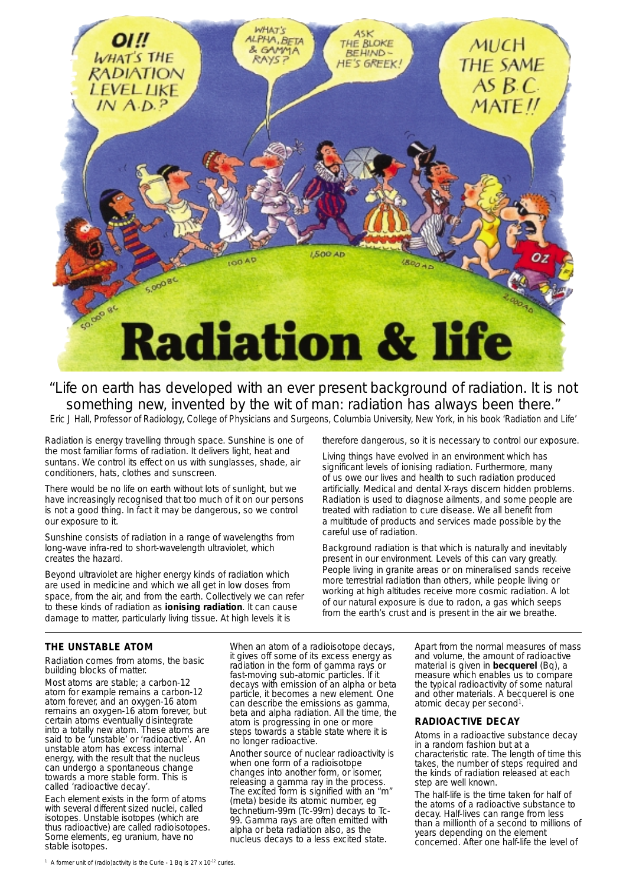# Radiation & life

"Life on earth has developed with an ever present background of radiation. It is not something new, invented by the wit of man: radiation has always been there."

Eric J Hall, Professor of Radiology, College of Physicians and Surgeons, Columbia University, New York, in his book 'Radiation and Life'

Radiation is energy travelling through space. Sunshine is one of the most familiar forms of radiation. It delivers light, heat and suntans. We control its effect on us with sunglasses, shade, air conditioners, hats, clothes and sunscreen.

There would be no life on earth without lots of sunlight, but we have increasingly recognised that too much of it on our persons is not a good thing. In fact it may be dangerous, so we control our exposure to it.

Sunshine consists of radiation in a range of wavelengths from long-wave infra-red to short-wavelength ultraviolet, which creates the hazard.

Beyond ultraviolet are higher energy kinds of radiation which are used in medicine and which we all get in low doses from space, from the air, and from the earth. Collectively we can refer to these kinds of radiation as **ionising radiation**. It can cause damage to matter, particularly living tissue. At high levels it is therefore dangerous, so it is necessary to control our exposure.

Living things have evolved in an environment which has significant levels of ionising radiation. Furthermore, many of us owe our lives and health to such radiation produced artificially. Medical and dental X-rays discern hidden problems. Radiation is used to diagnose ailments, and some people are treated with radiation to cure disease. We all benefit from a multitude of products and services made possible by the careful use of radiation.

Background radiation is that which is naturally and inevitably present in our environment. Levels of this can vary greatly. People living in granite areas or on mineralised sands receive more terrestrial radiation than others, while people living or working at high altitudes receive more cosmic radiation. A lot of our natural exposure is due to radon, a gas which seeps from the earth's crust and is present in the air we breathe.

## THE UNSTABLE ATOM

Radiation comes from atoms, the basic building blocks of matter.

Most atoms are stable; a carbon-12 atom for example remains a carbon-12 atom forever, and an oxygen-16 atom remains an oxygen-16 atom forever, but certain atoms eventually disintegrate into a totally new atom. These atoms are said to be 'unstable' or 'radioactive'. An unstable atom has excess internal energy, with the result that the nucleus can undergo a spontaneous change towards a more stable form. This is called 'radioactive decay'.

Each element exists in the form of atoms with several different sized nuclei, called isotopes. Unstable isotopes (which are thus radioactive) are called radioisotopes. Some elements, eg uranium, have no stable isotopes.

When an atom of a radioisotope decays, it gives off some of its excess energy as radiation in the form of gamma rays or fast-moving sub-atomic particles. If it decays with emission of an alpha or beta particle, it becomes a new element. One can describe the emissions as gamma, beta and alpha radiation. All the time, the atom is progressing in one or more steps towards a stable state where it is no longer radioactive.

Another source of nuclear radioactivity is when one form of a radioisotope changes into another form, or isomer, releasing a gamma ray in the process. The excited form is signified with an "m" (meta) beside its atomic number, eg technetium-99m (Tc-99m) decays to Tc-99. Gamma rays are often emitted with alpha or beta radiation also, as the nucleus decays to a less excited state.

Apart from the normal measures of mass and volume, the amount of radioactive material is given in **becquerel** (Bq), a measure which enables us to compare the typical radioactivity of some natural and other materials. A becquerel is one atomic decay per second[1].

## RADIOACTIVE DECAY

Atoms in a radioactive substance decay in a random fashion but at a characteristic rate. The length of time this takes, the number of steps required and the kinds of radiation released at each step are well known.

The half-life is the time taken for half of the atoms of a radioactive substance to decay. Half-lives can range from less than a millionth of a second to millions of years depending on the element concerned. After one half-life the level of

[1] A former unit of (radio)activity is the Curie - 1 Bq is $27 \times 10^{-12}$ curies.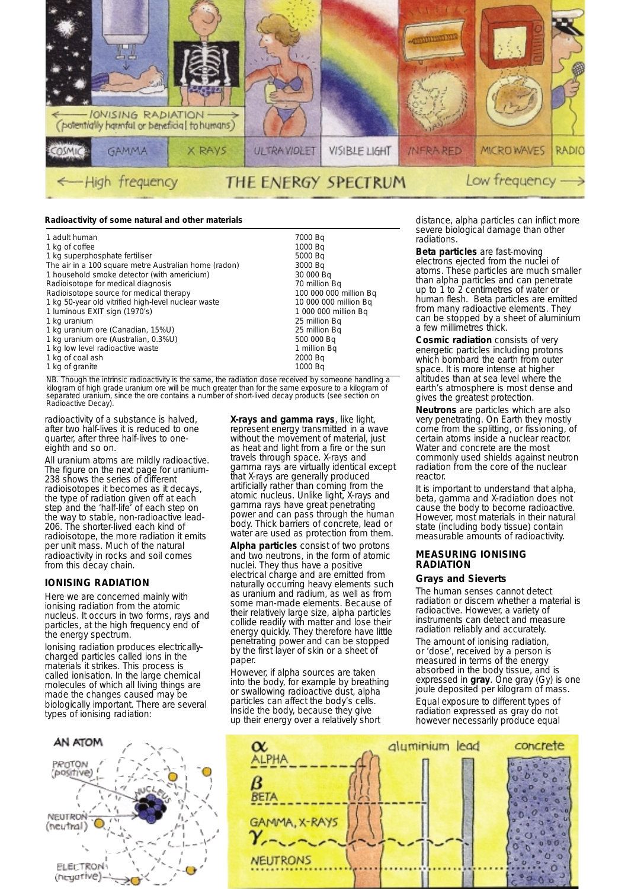**Radioactivity of some natural and other materials**

| | |
|---|---|
| 1 adult human | 7000 Bq |
| 1 kg of coffee | 1000 Bq |
| 1 kg superphosphate fertiliser | 5000 Bq |
| The air in a 100 square metre Australian home (radon) | 3000 Bq |
| 1 household smoke detector (with americium) | 30 000 Bq |
| Radioisotope for medical diagnosis | 70 million Bq |
| Radioisotope source for medical therapy | 100 000 000 million Bq |
| 1 kg 50-year old vitrified high-level nuclear waste | 10 000 000 million Bq |
| 1 luminous EXIT sign (1970's) | 1 000 000 million Bq |
| 1 kg uranium | 25 million Bq |
| 1 kg uranium ore (Canadian, 15%U) | 25 million Bq |
| 1 kg uranium ore (Australian, 0.3%U) | 500 000 Bq |
| 1 kg low level radioactive waste | 1 million Bq |
| 1 kg of coal ash | 2000 Bq |
| 1 kg of granite | 1000 Bq |

NB. Though the intrinsic radioactivity is the same, the radiation dose received by someone handling a kilogram of high grade uranium ore will be much greater than for the same exposure to a kilogram of separated uranium, since the ore contains a number of short-lived decay products (see section on Radioactive Decay).

radioactivity of a substance is halved, after two half-lives it is reduced to one quarter, after three half-lives to one-eighth and so on.

All uranium atoms are mildly radioactive. The figure on the next page for uranium-238 shows the series of different radioisotopes it becomes as it decays, the type of radiation given off at each step and the 'half-life' of each step on the way to stable, non-radioactive lead-206. The shorter-lived each kind of radioisotope, the more radiation it emits per unit mass. Much of the natural radioactivity in rocks and soil comes from this decay chain.

## IONISING RADIATION

Here we are concerned mainly with ionising radiation from the atomic nucleus. It occurs in two forms, rays and particles, at the high frequency end of the energy spectrum.

Ionising radiation produces electrically-charged particles called ions in the materials it strikes. This process is called ionisation. In the large chemical molecules of which all living things are made the changes caused may be biologically important. There are several types of ionising radiation:

**X-rays and gamma rays**, like light, represent energy transmitted in a wave without the movement of material, just as heat and light from a fire or the sun travels through space. X-rays and gamma rays are virtually identical except that X-rays are generally produced artificially rather than coming from the atomic nucleus. Unlike light, X-rays and gamma rays have great penetrating power and can pass through the human body. Thick barriers of concrete, lead or water are used as protection from them.

**Alpha particles** consist of two protons and two neutrons, in the form of atomic nuclei. They thus have a positive electrical charge and are emitted from naturally occurring heavy elements such as uranium and radium, as well as from some man-made elements. Because of their relatively large size, alpha particles collide readily with matter and lose their energy quickly. They therefore have little penetrating power and can be stopped by the first layer of skin or a sheet of paper.

However, if alpha sources are taken into the body, for example by breathing or swallowing radioactive dust, alpha particles can affect the body's cells. Inside the body, because they give up their energy over a relatively short distance, alpha particles can inflict more severe biological damage than other radiations.

**Beta particles** are fast-moving electrons ejected from the nuclei of atoms. These particles are much smaller than alpha particles and can penetrate up to 1 to 2 centimetres of water or human flesh. Beta particles are emitted from many radioactive elements. They can be stopped by a sheet of aluminium a few millimetres thick.

**Cosmic radiation** consists of very energetic particles including protons which bombard the earth from outer space. It is more intense at higher altitudes than at sea level where the earth's atmosphere is most dense and gives the greatest protection.

**Neutrons** are particles which are also very penetrating. On Earth they mostly come from the splitting, or fissioning, of certain atoms inside a nuclear reactor. Water and concrete are the most commonly used shields against neutron radiation from the core of the nuclear reactor.

It is important to understand that alpha, beta, gamma and X-radiation does not cause the body to become radioactive. However, most materials in their natural state (including body tissue) contain measurable amounts of radioactivity.

## MEASURING IONISING RADIATION

### Grays and Sieverts

The human senses cannot detect radiation or discern whether a material is radioactive. However, a variety of instruments can detect and measure radiation reliably and accurately.

The amount of ionising radiation, or 'dose', received by a person is measured in terms of the energy absorbed in the body tissue, and is expressed in **gray**. One gray (Gy) is one joule deposited per kilogram of mass.

Equal exposure to different types of radiation expressed as gray do not however necessarily produce equal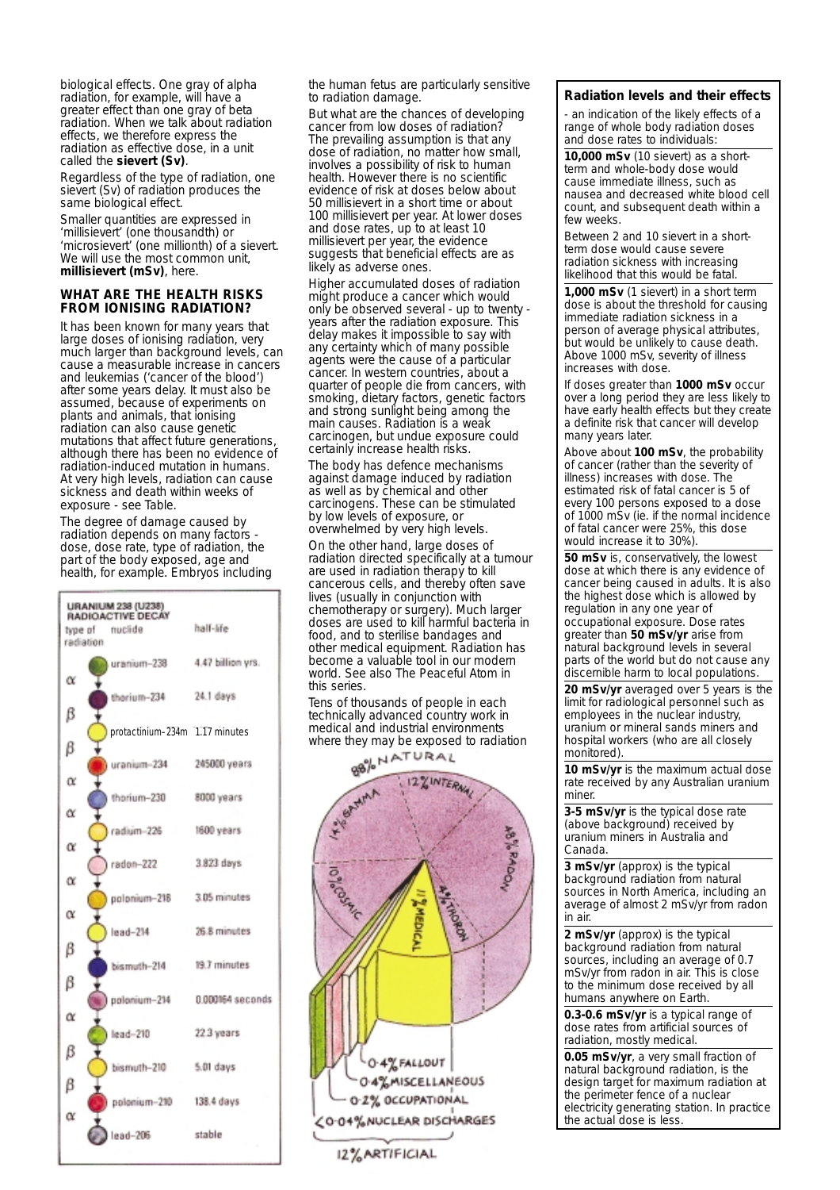biological effects. One gray of alpha radiation, for example, will have a greater effect than one gray of beta radiation. When we talk about radiation effects, we therefore express the radiation as effective dose, in a unit called the **sievert (Sv)**.

Regardless of the type of radiation, one sievert (Sv) of radiation produces the same biological effect.

Smaller quantities are expressed in 'millisievert' (one thousandth) or 'microsievert' (one millionth) of a sievert. We will use the most common unit, **millisievert (mSv)**, here.

### WHAT ARE THE HEALTH RISKS FROM IONISING RADIATION?

It has been known for many years that large doses of ionising radiation, very much larger than background levels, can cause a measurable increase in cancers and leukemias ('cancer of the blood') after some years delay. It must also be assumed, because of experiments on plants and animals, that ionising radiation can also cause genetic mutations that affect future generations, although there has been no evidence of radiation-induced mutation in humans. At very high levels, radiation can cause sickness and death within weeks of exposure - see Table.

The degree of damage caused by radiation depends on many factors - dose, dose rate, type of radiation, the part of the body exposed, age and health, for example. Embryos including the human fetus are particularly sensitive to radiation damage.

But what are the chances of developing cancer from low doses of radiation? The prevailing assumption is that any dose of radiation, no matter how small, involves a possibility of risk to human health. However there is no scientific evidence of risk at doses below about 50 millisievert in a short time or about 100 millisievert per year. At lower doses and dose rates, up to at least 10 millisievert per year, the evidence suggests that beneficial effects are as likely as adverse ones.

Higher accumulated doses of radiation might produce a cancer which would only be observed several - up to twenty - years after the radiation exposure. This delay makes it impossible to say with any certainty which of many possible agents were the cause of a particular cancer. In western countries, about a quarter of people die from cancers, with smoking, dietary factors, genetic factors and strong sunlight being among the main causes. Radiation is a weak carcinogen, but undue exposure could certainly increase health risks.

The body has defence mechanisms against damage induced by radiation as well as by chemical and other carcinogens. These can be stimulated by low levels of exposure, or overwhelmed by very high levels.

On the other hand, large doses of radiation directed specifically at a tumour are used in radiation therapy to kill cancerous cells, and thereby often save lives (usually in conjunction with chemotherapy or surgery). Much larger doses are used to kill harmful bacteria in food, and to sterilise bandages and other medical equipment. Radiation has become a valuable tool in our modern world. See also The Peaceful Atom in this series.

Tens of thousands of people in each technically advanced country work in medical and industrial environments where they may be exposed to radiation

**URANIUM 238 (U238) RADIOACTIVE DECAY**

| type of radiation | nuclide | half-life |
|---|---|---|
| α | uranium-238 | 4.47 billion yrs. |
| β | thorium-234 | 24.1 days |
| β | protactinium-234m | 1.17 minutes |
| α | uranium-234 | 245000 years |
| α | thorium-230 | 8000 years |
| α | radium-226 | 1600 years |
| α | radon-222 | 3.823 days |
| α | polonium-218 | 3.05 minutes |
| β | lead-214 | 26.8 minutes |
| β | bismuth-214 | 19.7 minutes |
| α | polonium-214 | 0.000164 seconds |
| β | lead-210 | 22.3 years |
| β | bismuth-210 | 5.01 days |
| α | polonium-210 | 138.4 days |
| | lead-206 | stable |

88% NATURAL: 14% GAMMA, 12% INTERNAL, 48% RADON, 10% COSMIC, 4% THORON

12% ARTIFICIAL: 11% MEDICAL, 0.4% FALLOUT, 0.4% MISCELLANEOUS, 0.2% OCCUPATIONAL, <0.04% NUCLEAR DISCHARGES

### Radiation levels and their effects

- an indication of the likely effects of a range of whole body radiation doses and dose rates to individuals:

**10,000 mSv** (10 sievert) as a short-term and whole-body dose would cause immediate illness, such as nausea and decreased white blood cell count, and subsequent death within a few weeks.

Between 2 and 10 sievert in a short-term dose would cause severe radiation sickness with increasing likelihood that this would be fatal.

**1,000 mSv** (1 sievert) in a short term dose is about the threshold for causing immediate radiation sickness in a person of average physical attributes, but would be unlikely to cause death. Above 1000 mSv, severity of illness increases with dose.

If doses greater than **1000 mSv** occur over a long period they are less likely to have early health effects but they create a definite risk that cancer will develop many years later.

Above about **100 mSv**, the probability of cancer (rather than the severity of illness) increases with dose. The estimated risk of fatal cancer is 5 of every 100 persons exposed to a dose of 1000 mSv (ie. if the normal incidence of fatal cancer were 25%, this dose would increase it to 30%).

**50 mSv** is, conservatively, the lowest dose at which there is any evidence of cancer being caused in adults. It is also the highest dose which is allowed by regulation in any one year of occupational exposure. Dose rates greater than **50 mSv/yr** arise from natural background levels in several parts of the world but do not cause any discernible harm to local populations.

**20 mSv/yr** averaged over 5 years is the limit for radiological personnel such as employees in the nuclear industry, uranium or mineral sands miners and hospital workers (who are all closely monitored).

**10 mSv/yr** is the maximum actual dose rate received by any Australian uranium miner.

**3-5 mSv/yr** is the typical dose rate (above background) received by uranium miners in Australia and Canada.

**3 mSv/yr** (approx) is the typical background radiation from natural sources in North America, including an average of almost 2 mSv/yr from radon in air.

**2 mSv/yr** (approx) is the typical background radiation from natural sources, including an average of 0.7 mSv/yr from radon in air. This is close to the minimum dose received by all humans anywhere on Earth.

**0.3-0.6 mSv/yr** is a typical range of dose rates from artificial sources of radiation, mostly medical.

**0.05 mSv/yr**, a very small fraction of natural background radiation, is the design target for maximum radiation at the perimeter fence of a nuclear electricity generating station. In practice the actual dose is less.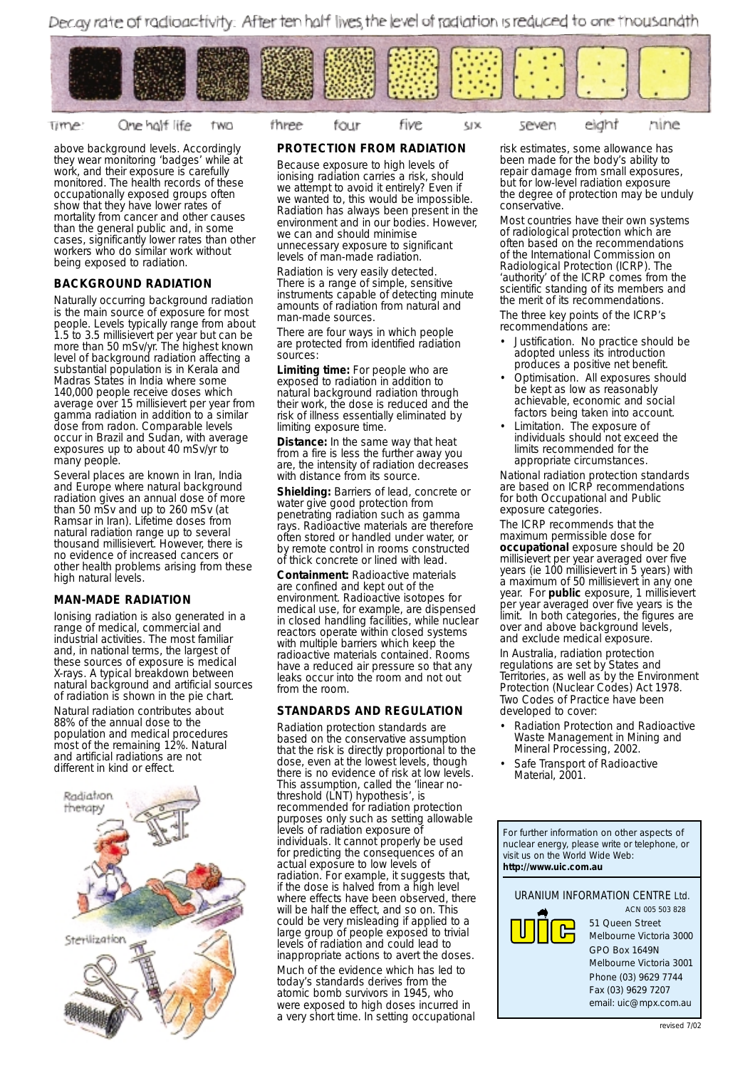Decay rate of radioactivity. After ten half lives, the level of radiation is reduced to one thousandth

Time: One half life two three four five six seven eight nine

above background levels. Accordingly they wear monitoring 'badges' while at work, and their exposure is carefully monitored. The health records of these occupationally exposed groups often show that they have lower rates of mortality from cancer and other causes than the general public and, in some cases, significantly lower rates than other workers who do similar work without being exposed to radiation.

## BACKGROUND RADIATION

Naturally occurring background radiation is the main source of exposure for most people. Levels typically range from about 1.5 to 3.5 millisievert per year but can be more than 50 mSv/yr. The highest known level of background radiation affecting a substantial population is in Kerala and Madras States in India where some 140,000 people receive doses which average over 15 millisievert per year from gamma radiation in addition to a similar dose from radon. Comparable levels occur in Brazil and Sudan, with average exposures up to about 40 mSv/yr to many people.

Several places are known in Iran, India and Europe where natural background radiation gives an annual dose of more than 50 mSv and up to 260 mSv (at Ramsar in Iran). Lifetime doses from natural radiation range up to several thousand millisievert. However, there is no evidence of increased cancers or other health problems arising from these high natural levels.

## MAN-MADE RADIATION

Ionising radiation is also generated in a range of medical, commercial and industrial activities. The most familiar and, in national terms, the largest of these sources of exposure is medical X-rays. A typical breakdown between natural background and artificial sources of radiation is shown in the pie chart.

Natural radiation contributes about 88% of the annual dose to the population and medical procedures most of the remaining 12%. Natural and artificial radiations are not different in kind or effect.

Radiation therapy

Sterilization

## PROTECTION FROM RADIATION

Because exposure to high levels of ionising radiation carries a risk, should we attempt to avoid it entirely? Even if we wanted to, this would be impossible. Radiation has always been present in the environment and in our bodies. However, we can and should minimise unnecessary exposure to significant levels of man-made radiation.

Radiation is very easily detected. There is a range of simple, sensitive instruments capable of detecting minute amounts of radiation from natural and man-made sources.

There are four ways in which people are protected from identified radiation sources:

**Limiting time:** For people who are exposed to radiation in addition to natural background radiation through their work, the dose is reduced and the risk of illness essentially eliminated by limiting exposure time.

**Distance:** In the same way that heat from a fire is less the further away you are, the intensity of radiation decreases with distance from its source.

**Shielding:** Barriers of lead, concrete or water give good protection from penetrating radiation such as gamma rays. Radioactive materials are therefore often stored or handled under water, or by remote control in rooms constructed of thick concrete or lined with lead.

**Containment:** Radioactive materials are confined and kept out of the environment. Radioactive isotopes for medical use, for example, are dispensed in closed handling facilities, while nuclear reactors operate within closed systems with multiple barriers which keep the radioactive materials contained. Rooms have a reduced air pressure so that any leaks occur into the room and not out from the room.

## STANDARDS AND REGULATION

Radiation protection standards are based on the conservative assumption that the risk is directly proportional to the dose, even at the lowest levels, though there is no evidence of risk at low levels. This assumption, called the 'linear no-threshold (LNT) hypothesis', is recommended for radiation protection purposes only such as setting allowable levels of radiation exposure of individuals. It cannot properly be used for predicting the consequences of an actual exposure to low levels of radiation. For example, it suggests that, if the dose is halved from a high level where effects have been observed, there will be half the effect, and so on. This could be very misleading if applied to a large group of people exposed to trivial levels of radiation and could lead to inappropriate actions to avert the doses.

Much of the evidence which has led to today's standards derives from the atomic bomb survivors in 1945, who were exposed to high doses incurred in a very short time. In setting occupational risk estimates, some allowance has been made for the body's ability to repair damage from small exposures, but for low-level radiation exposure the degree of protection may be unduly conservative.

Most countries have their own systems of radiological protection which are often based on the recommendations of the International Commission on Radiological Protection (ICRP). The 'authority' of the ICRP comes from the scientific standing of its members and the merit of its recommendations.

The three key points of the ICRP's recommendations are:

- Justification. No practice should be adopted unless its introduction produces a positive net benefit.
- Optimisation. All exposures should be kept as low as reasonably achievable, economic and social factors being taken into account.
- Limitation. The exposure of individuals should not exceed the limits recommended for the appropriate circumstances.

National radiation protection standards are based on ICRP recommendations for both Occupational and Public exposure categories.

The ICRP recommends that the maximum permissible dose for **occupational** exposure should be 20 millisievert per year averaged over five years (ie 100 millisievert in 5 years) with a maximum of 50 millisievert in any one year. For **public** exposure, 1 millisievert per year averaged over five years is the limit. In both categories, the figures are over and above background levels, and exclude medical exposure.

In Australia, radiation protection regulations are set by States and Territories, as well as by the Environment Protection (Nuclear Codes) Act 1978. Two Codes of Practice have been developed to cover:

- Radiation Protection and Radioactive Waste Management in Mining and Mineral Processing, 2002.
- Safe Transport of Radioactive Material, 2001.

For further information on other aspects of nuclear energy, please write or telephone, or visit us on the World Wide Web: **http://www.uic.com.au**

URANIUM INFORMATION CENTRE Ltd.
ACN 005 503 828
51 Queen Street
Melbourne Victoria 3000
GPO Box 1649N
Melbourne Victoria 3001
Phone (03) 9629 7744
Fax (03) 9629 7207
email: uic@mpx.com.au

revised 7/02